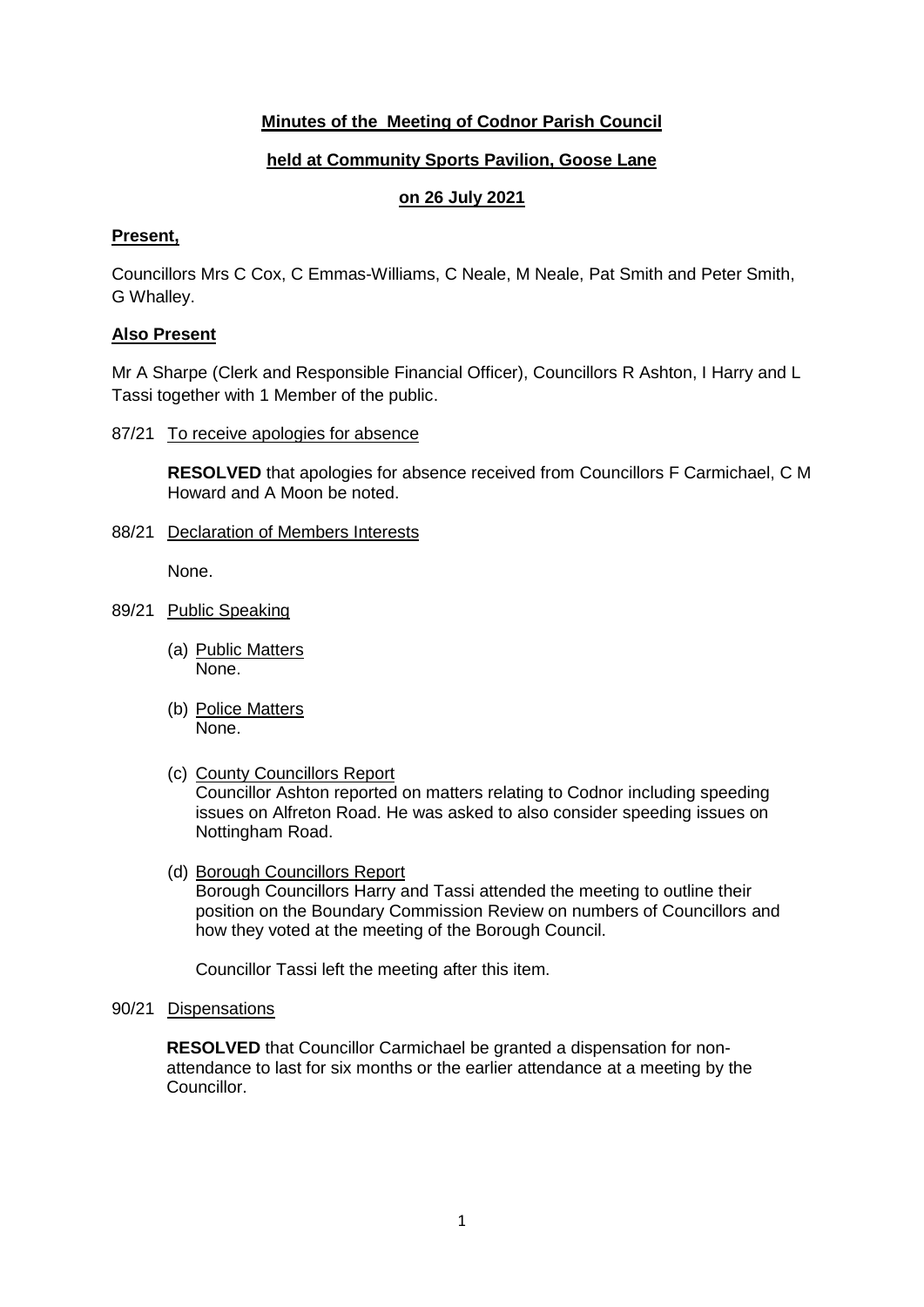**Minutes of the Meeting of Codnor Parish Council**

**held at Community Sports Pavilion, Goose Lane**

**on 26 July 2021**

**Present,**

Councillors Mrs C Cox, C Emmas-Williams, C Neale, M Neale, Pat Smith and Peter Smith, G Whalley.

**Also Present**

Mr A Sharpe (Clerk and Responsible Financial Officer), Councillors R Ashton, I Harry and L Tassi together with 1 Member of the public.

87/21 To receive apologies for absence

**RESOLVED** that apologies for absence received from Councillors F Carmichael, C M Howard and A Moon be noted.

88/21 Declaration of Members Interests

None.

89/21 Public Speaking

(a) Public Matters
None.

(b) Police Matters
None.

(c) County Councillors Report
Councillor Ashton reported on matters relating to Codnor including speeding issues on Alfreton Road. He was asked to also consider speeding issues on Nottingham Road.

(d) Borough Councillors Report
Borough Councillors Harry and Tassi attended the meeting to outline their position on the Boundary Commission Review on numbers of Councillors and how they voted at the meeting of the Borough Council.

Councillor Tassi left the meeting after this item.

90/21 Dispensations

**RESOLVED** that Councillor Carmichael be granted a dispensation for non-attendance to last for six months or the earlier attendance at a meeting by the Councillor.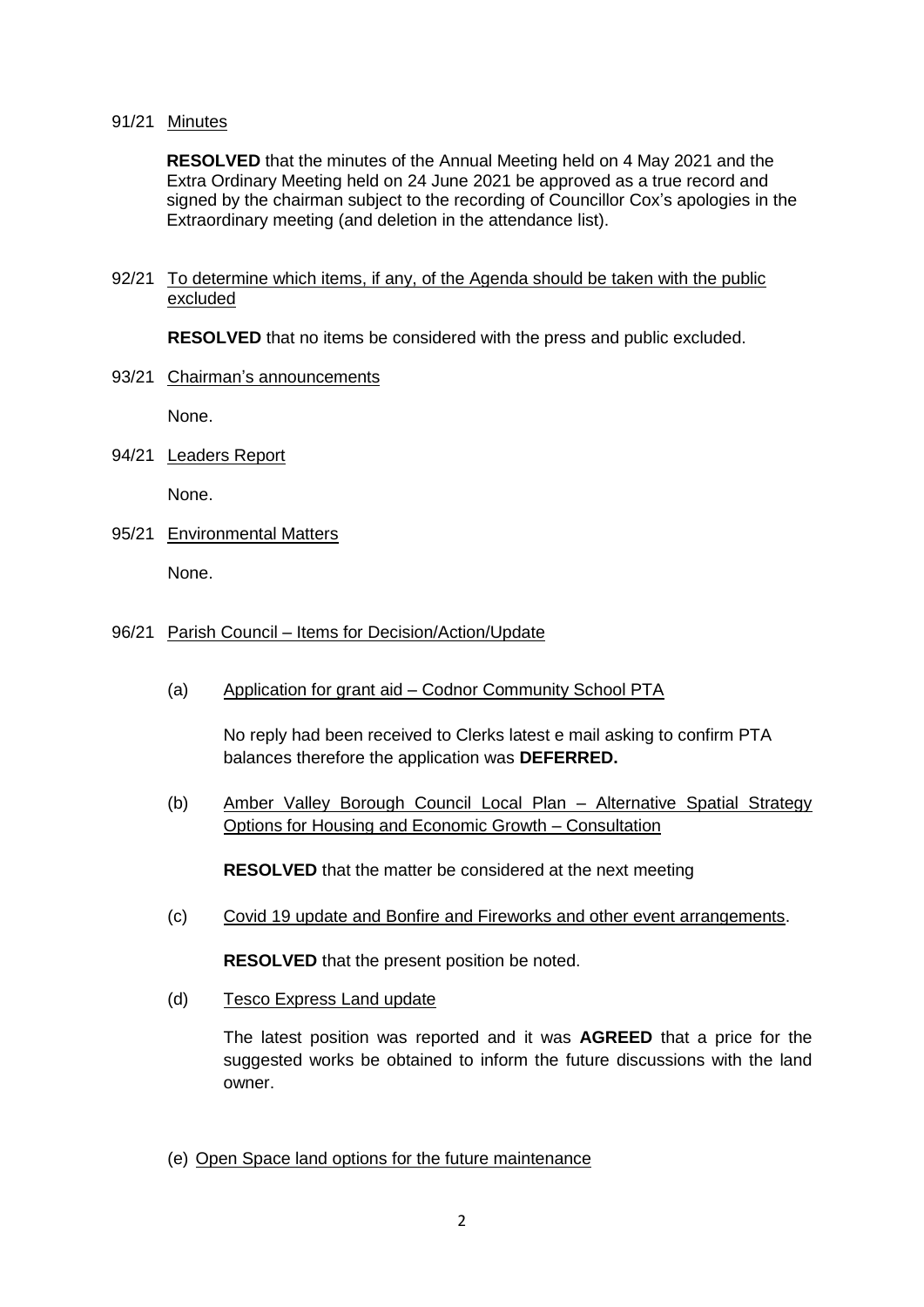91/21 Minutes

**RESOLVED** that the minutes of the Annual Meeting held on 4 May 2021 and the Extra Ordinary Meeting held on 24 June 2021 be approved as a true record and signed by the chairman subject to the recording of Councillor Cox's apologies in the Extraordinary meeting (and deletion in the attendance list).

92/21 To determine which items, if any, of the Agenda should be taken with the public excluded

**RESOLVED** that no items be considered with the press and public excluded.

93/21 Chairman's announcements

None.

94/21 Leaders Report

None.

95/21 Environmental Matters

None.

96/21 Parish Council – Items for Decision/Action/Update

(a) Application for grant aid – Codnor Community School PTA

No reply had been received to Clerks latest e mail asking to confirm PTA balances therefore the application was **DEFERRED.**

(b) Amber Valley Borough Council Local Plan – Alternative Spatial Strategy Options for Housing and Economic Growth – Consultation

**RESOLVED** that the matter be considered at the next meeting

(c) Covid 19 update and Bonfire and Fireworks and other event arrangements.

**RESOLVED** that the present position be noted.

(d) Tesco Express Land update

The latest position was reported and it was **AGREED** that a price for the suggested works be obtained to inform the future discussions with the land owner.

(e) Open Space land options for the future maintenance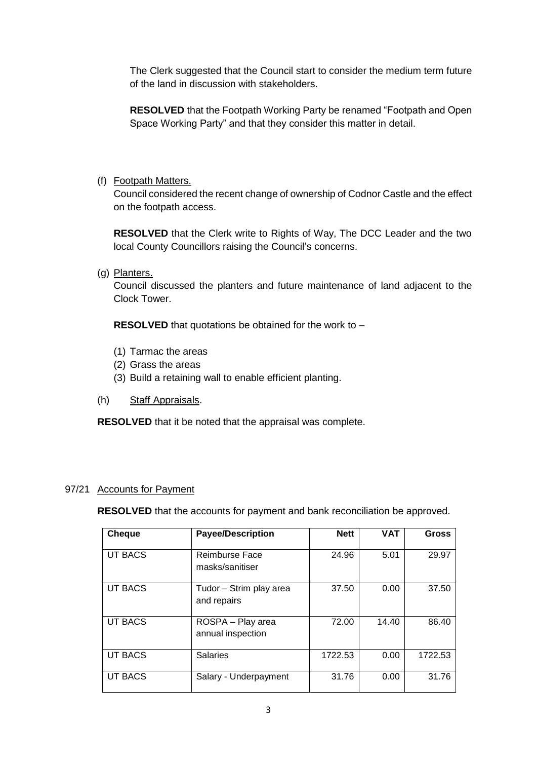The Clerk suggested that the Council start to consider the medium term future of the land in discussion with stakeholders.

**RESOLVED** that the Footpath Working Party be renamed "Footpath and Open Space Working Party" and that they consider this matter in detail.

(f) Footpath Matters.

Council considered the recent change of ownership of Codnor Castle and the effect on the footpath access.

**RESOLVED** that the Clerk write to Rights of Way, The DCC Leader and the two local County Councillors raising the Council's concerns.

(g) Planters.

Council discussed the planters and future maintenance of land adjacent to the Clock Tower.

**RESOLVED** that quotations be obtained for the work to –

(1) Tarmac the areas
(2) Grass the areas
(3) Build a retaining wall to enable efficient planting.

(h) Staff Appraisals.

**RESOLVED** that it be noted that the appraisal was complete.

97/21 Accounts for Payment

**RESOLVED** that the accounts for payment and bank reconciliation be approved.

| Cheque | Payee/Description | Nett | VAT | Gross |
|---|---|---|---|---|
| UT BACS | Reimburse Face masks/sanitiser | 24.96 | 5.01 | 29.97 |
| UT BACS | Tudor – Strim play area and repairs | 37.50 | 0.00 | 37.50 |
| UT BACS | ROSPA – Play area annual inspection | 72.00 | 14.40 | 86.40 |
| UT BACS | Salaries | 1722.53 | 0.00 | 1722.53 |
| UT BACS | Salary - Underpayment | 31.76 | 0.00 | 31.76 |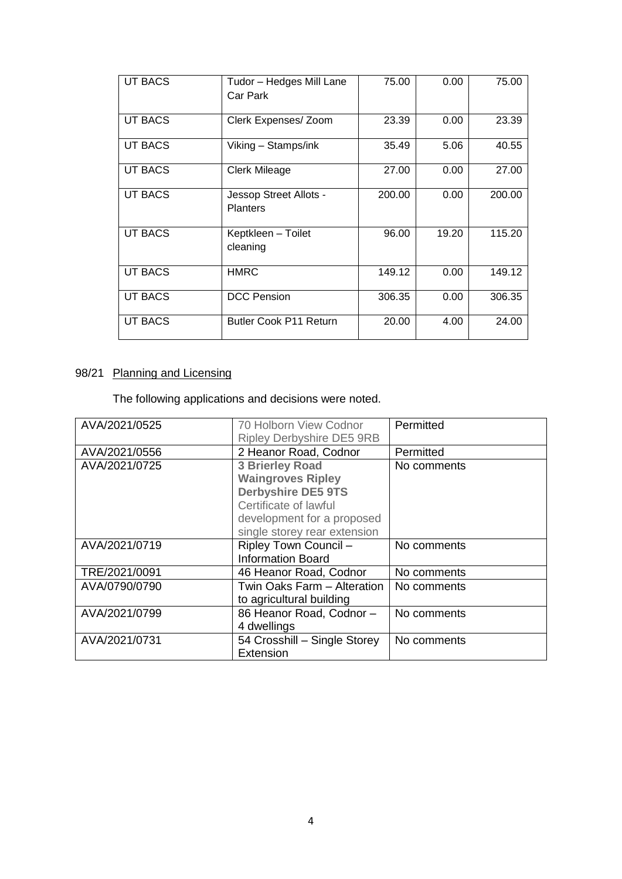| | | | | |
|---|---|---|---|---|
| UT BACS | Tudor – Hedges Mill Lane Car Park | 75.00 | 0.00 | 75.00 |
| UT BACS | Clerk Expenses/ Zoom | 23.39 | 0.00 | 23.39 |
| UT BACS | Viking – Stamps/ink | 35.49 | 5.06 | 40.55 |
| UT BACS | Clerk Mileage | 27.00 | 0.00 | 27.00 |
| UT BACS | Jessop Street Allots - Planters | 200.00 | 0.00 | 200.00 |
| UT BACS | Keptkleen – Toilet cleaning | 96.00 | 19.20 | 115.20 |
| UT BACS | HMRC | 149.12 | 0.00 | 149.12 |
| UT BACS | DCC Pension | 306.35 | 0.00 | 306.35 |
| UT BACS | Butler Cook P11 Return | 20.00 | 4.00 | 24.00 |

98/21 Planning and Licensing

The following applications and decisions were noted.

| | | |
|---|---|---|
| AVA/2021/0525 | 70 Holborn View Codnor Ripley Derbyshire DE5 9RB | Permitted |
| AVA/2021/0556 | 2 Heanor Road, Codnor | Permitted |
| AVA/2021/0725 | **3 Brierley Road Waingroves Ripley Derbyshire DE5 9TS** Certificate of lawful development for a proposed single storey rear extension | No comments |
| AVA/2021/0719 | Ripley Town Council – Information Board | No comments |
| TRE/2021/0091 | 46 Heanor Road, Codnor | No comments |
| AVA/0790/0790 | Twin Oaks Farm – Alteration to agricultural building | No comments |
| AVA/2021/0799 | 86 Heanor Road, Codnor – 4 dwellings | No comments |
| AVA/2021/0731 | 54 Crosshill – Single Storey Extension | No comments |